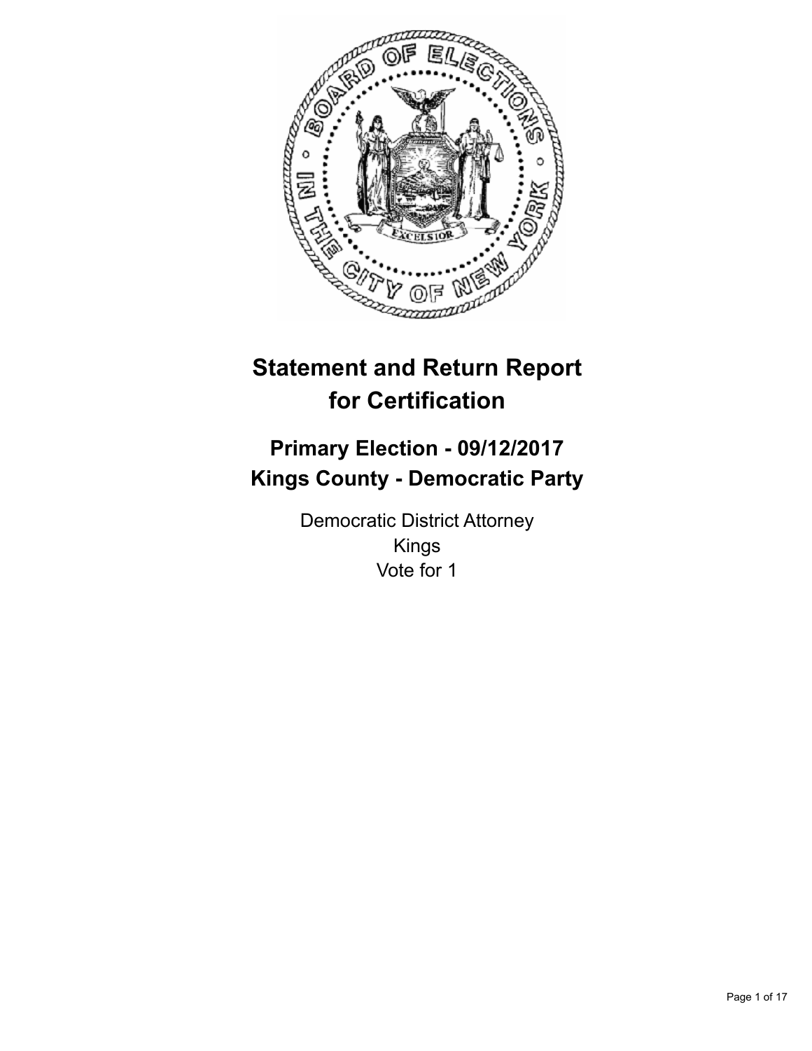# Statement and Return Report for Certification

## Primary Election - 09/12/2017
## Kings County - Democratic Party

Democratic District Attorney
Kings
Vote for 1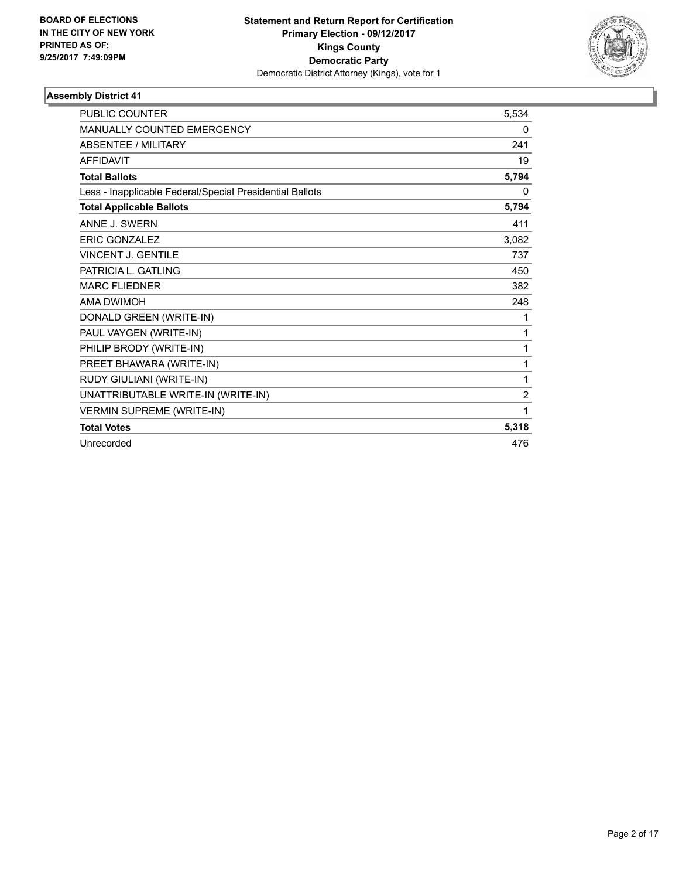**BOARD OF ELECTIONS IN THE CITY OF NEW YORK PRINTED AS OF: 9/25/2017 7:49:09PM**

**Statement and Return Report for Certification**
**Primary Election - 09/12/2017**
**Kings County**
**Democratic Party**
Democratic District Attorney (Kings), vote for 1

### Assembly District 41

| | |
|---|---|
| PUBLIC COUNTER | 5,534 |
| MANUALLY COUNTED EMERGENCY | 0 |
| ABSENTEE / MILITARY | 241 |
| AFFIDAVIT | 19 |
| **Total Ballots** | **5,794** |
| Less - Inapplicable Federal/Special Presidential Ballots | 0 |
| **Total Applicable Ballots** | **5,794** |
| ANNE J. SWERN | 411 |
| ERIC GONZALEZ | 3,082 |
| VINCENT J. GENTILE | 737 |
| PATRICIA L. GATLING | 450 |
| MARC FLIEDNER | 382 |
| AMA DWIMOH | 248 |
| DONALD GREEN (WRITE-IN) | 1 |
| PAUL VAYGEN (WRITE-IN) | 1 |
| PHILIP BRODY (WRITE-IN) | 1 |
| PREET BHAWARA (WRITE-IN) | 1 |
| RUDY GIULIANI (WRITE-IN) | 1 |
| UNATTRIBUTABLE WRITE-IN (WRITE-IN) | 2 |
| VERMIN SUPREME (WRITE-IN) | 1 |
| **Total Votes** | **5,318** |
| Unrecorded | 476 |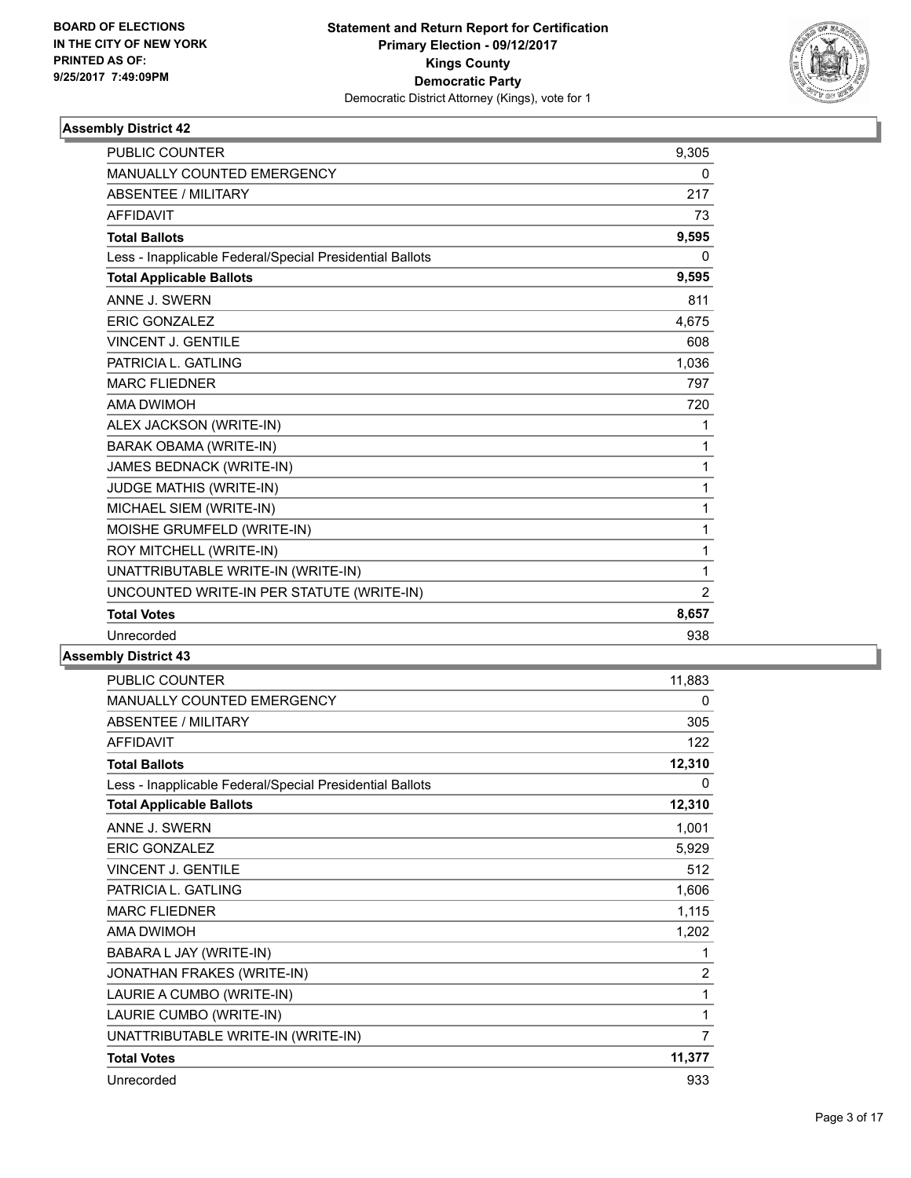**BOARD OF ELECTIONS IN THE CITY OF NEW YORK PRINTED AS OF: 9/25/2017 7:49:09PM**

**Statement and Return Report for Certification**
**Primary Election - 09/12/2017**
**Kings County**
**Democratic Party**
Democratic District Attorney (Kings), vote for 1

### Assembly District 42

| | |
|---|---|
| PUBLIC COUNTER | 9,305 |
| MANUALLY COUNTED EMERGENCY | 0 |
| ABSENTEE / MILITARY | 217 |
| AFFIDAVIT | 73 |
| **Total Ballots** | **9,595** |
| Less - Inapplicable Federal/Special Presidential Ballots | 0 |
| **Total Applicable Ballots** | **9,595** |
| ANNE J. SWERN | 811 |
| ERIC GONZALEZ | 4,675 |
| VINCENT J. GENTILE | 608 |
| PATRICIA L. GATLING | 1,036 |
| MARC FLIEDNER | 797 |
| AMA DWIMOH | 720 |
| ALEX JACKSON (WRITE-IN) | 1 |
| BARAK OBAMA (WRITE-IN) | 1 |
| JAMES BEDNACK (WRITE-IN) | 1 |
| JUDGE MATHIS (WRITE-IN) | 1 |
| MICHAEL SIEM (WRITE-IN) | 1 |
| MOISHE GRUMFELD (WRITE-IN) | 1 |
| ROY MITCHELL (WRITE-IN) | 1 |
| UNATTRIBUTABLE WRITE-IN (WRITE-IN) | 1 |
| UNCOUNTED WRITE-IN PER STATUTE (WRITE-IN) | 2 |
| **Total Votes** | **8,657** |
| Unrecorded | 938 |

### Assembly District 43

| | |
|---|---|
| PUBLIC COUNTER | 11,883 |
| MANUALLY COUNTED EMERGENCY | 0 |
| ABSENTEE / MILITARY | 305 |
| AFFIDAVIT | 122 |
| **Total Ballots** | **12,310** |
| Less - Inapplicable Federal/Special Presidential Ballots | 0 |
| **Total Applicable Ballots** | **12,310** |
| ANNE J. SWERN | 1,001 |
| ERIC GONZALEZ | 5,929 |
| VINCENT J. GENTILE | 512 |
| PATRICIA L. GATLING | 1,606 |
| MARC FLIEDNER | 1,115 |
| AMA DWIMOH | 1,202 |
| BABARA L JAY (WRITE-IN) | 1 |
| JONATHAN FRAKES (WRITE-IN) | 2 |
| LAURIE A CUMBO (WRITE-IN) | 1 |
| LAURIE CUMBO (WRITE-IN) | 1 |
| UNATTRIBUTABLE WRITE-IN (WRITE-IN) | 7 |
| **Total Votes** | **11,377** |
| Unrecorded | 933 |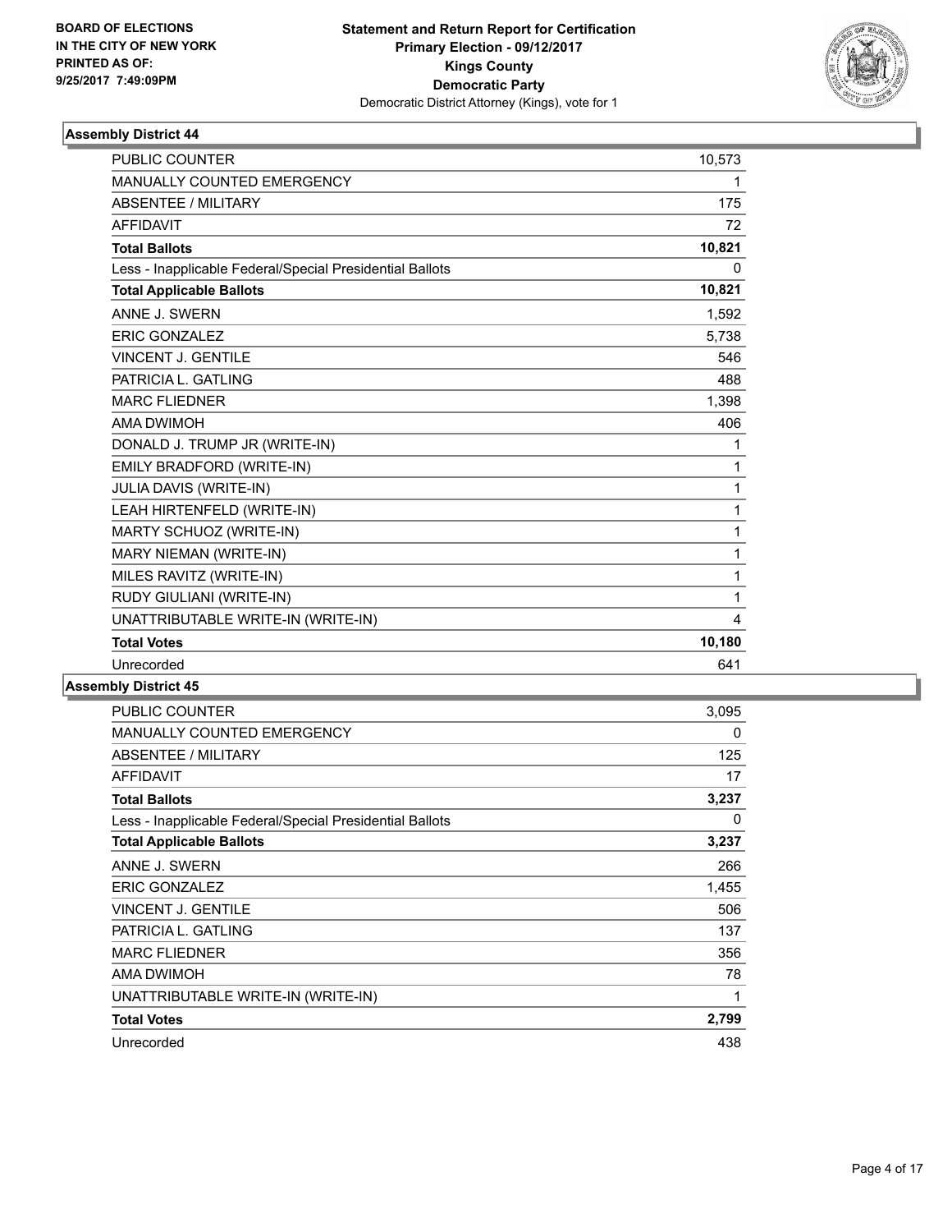BOARD OF ELECTIONS
IN THE CITY OF NEW YORK
PRINTED AS OF:
9/25/2017 7:49:09PM

**Statement and Return Report for Certification**
**Primary Election - 09/12/2017**
**Kings County**
**Democratic Party**
Democratic District Attorney (Kings), vote for 1

### Assembly District 44

| | |
|---|---|
| PUBLIC COUNTER | 10,573 |
| MANUALLY COUNTED EMERGENCY | 1 |
| ABSENTEE / MILITARY | 175 |
| AFFIDAVIT | 72 |
| **Total Ballots** | **10,821** |
| Less - Inapplicable Federal/Special Presidential Ballots | 0 |
| **Total Applicable Ballots** | **10,821** |
| ANNE J. SWERN | 1,592 |
| ERIC GONZALEZ | 5,738 |
| VINCENT J. GENTILE | 546 |
| PATRICIA L. GATLING | 488 |
| MARC FLIEDNER | 1,398 |
| AMA DWIMOH | 406 |
| DONALD J. TRUMP JR (WRITE-IN) | 1 |
| EMILY BRADFORD (WRITE-IN) | 1 |
| JULIA DAVIS (WRITE-IN) | 1 |
| LEAH HIRTENFELD (WRITE-IN) | 1 |
| MARTY SCHUOZ (WRITE-IN) | 1 |
| MARY NIEMAN (WRITE-IN) | 1 |
| MILES RAVITZ (WRITE-IN) | 1 |
| RUDY GIULIANI (WRITE-IN) | 1 |
| UNATTRIBUTABLE WRITE-IN (WRITE-IN) | 4 |
| **Total Votes** | **10,180** |
| Unrecorded | 641 |

### Assembly District 45

| | |
|---|---|
| PUBLIC COUNTER | 3,095 |
| MANUALLY COUNTED EMERGENCY | 0 |
| ABSENTEE / MILITARY | 125 |
| AFFIDAVIT | 17 |
| **Total Ballots** | **3,237** |
| Less - Inapplicable Federal/Special Presidential Ballots | 0 |
| **Total Applicable Ballots** | **3,237** |
| ANNE J. SWERN | 266 |
| ERIC GONZALEZ | 1,455 |
| VINCENT J. GENTILE | 506 |
| PATRICIA L. GATLING | 137 |
| MARC FLIEDNER | 356 |
| AMA DWIMOH | 78 |
| UNATTRIBUTABLE WRITE-IN (WRITE-IN) | 1 |
| **Total Votes** | **2,799** |
| Unrecorded | 438 |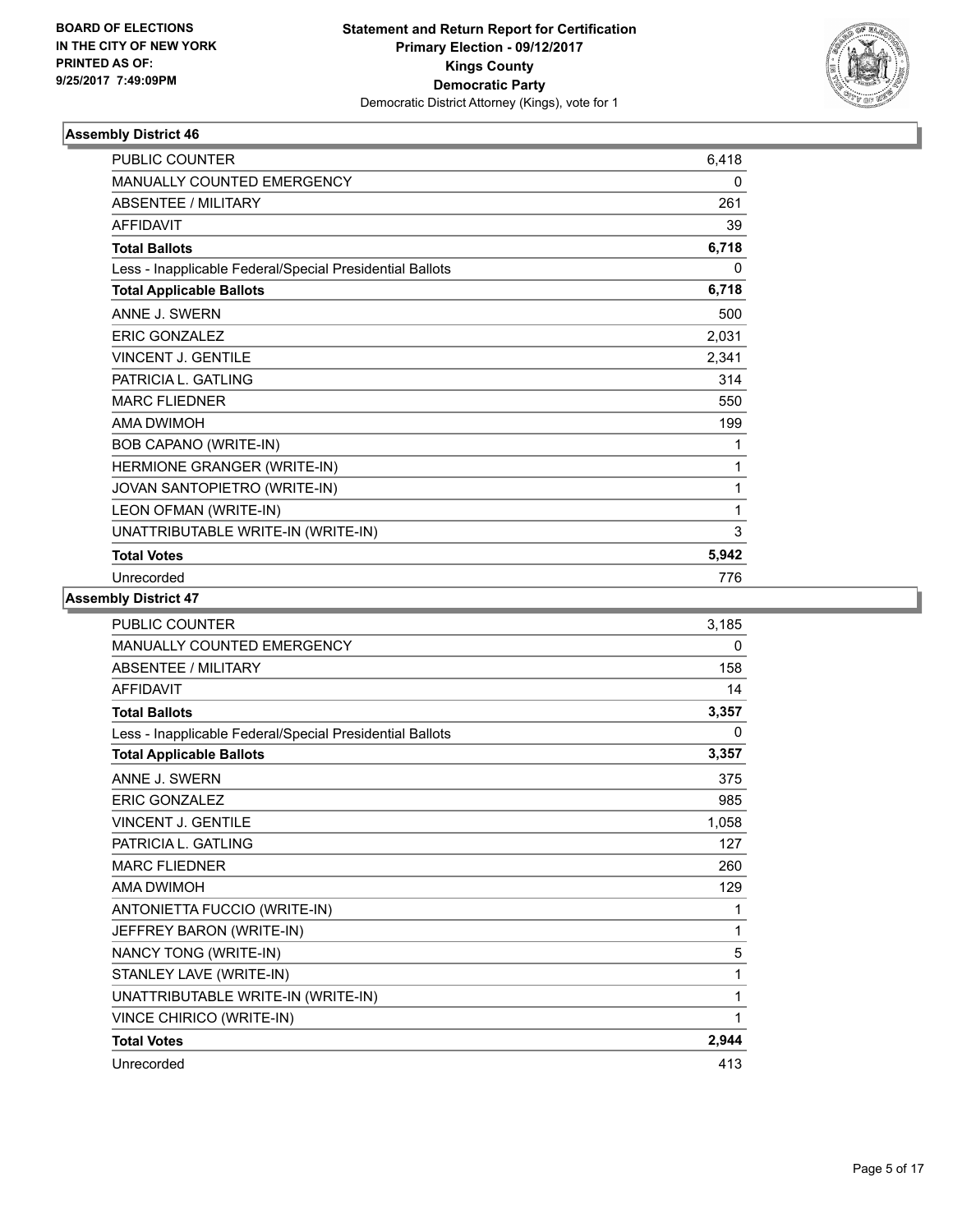**BOARD OF ELECTIONS IN THE CITY OF NEW YORK PRINTED AS OF: 9/25/2017 7:49:09PM**

**Statement and Return Report for Certification Primary Election - 09/12/2017 Kings County Democratic Party**

Democratic District Attorney (Kings), vote for 1

### Assembly District 46

| | |
|---|---|
| PUBLIC COUNTER | 6,418 |
| MANUALLY COUNTED EMERGENCY | 0 |
| ABSENTEE / MILITARY | 261 |
| AFFIDAVIT | 39 |
| **Total Ballots** | **6,718** |
| Less - Inapplicable Federal/Special Presidential Ballots | 0 |
| **Total Applicable Ballots** | **6,718** |
| ANNE J. SWERN | 500 |
| ERIC GONZALEZ | 2,031 |
| VINCENT J. GENTILE | 2,341 |
| PATRICIA L. GATLING | 314 |
| MARC FLIEDNER | 550 |
| AMA DWIMOH | 199 |
| BOB CAPANO (WRITE-IN) | 1 |
| HERMIONE GRANGER (WRITE-IN) | 1 |
| JOVAN SANTOPIETRO (WRITE-IN) | 1 |
| LEON OFMAN (WRITE-IN) | 1 |
| UNATTRIBUTABLE WRITE-IN (WRITE-IN) | 3 |
| **Total Votes** | **5,942** |
| Unrecorded | 776 |

### Assembly District 47

| | |
|---|---|
| PUBLIC COUNTER | 3,185 |
| MANUALLY COUNTED EMERGENCY | 0 |
| ABSENTEE / MILITARY | 158 |
| AFFIDAVIT | 14 |
| **Total Ballots** | **3,357** |
| Less - Inapplicable Federal/Special Presidential Ballots | 0 |
| **Total Applicable Ballots** | **3,357** |
| ANNE J. SWERN | 375 |
| ERIC GONZALEZ | 985 |
| VINCENT J. GENTILE | 1,058 |
| PATRICIA L. GATLING | 127 |
| MARC FLIEDNER | 260 |
| AMA DWIMOH | 129 |
| ANTONIETTA FUCCIO (WRITE-IN) | 1 |
| JEFFREY BARON (WRITE-IN) | 1 |
| NANCY TONG (WRITE-IN) | 5 |
| STANLEY LAVE (WRITE-IN) | 1 |
| UNATTRIBUTABLE WRITE-IN (WRITE-IN) | 1 |
| VINCE CHIRICO (WRITE-IN) | 1 |
| **Total Votes** | **2,944** |
| Unrecorded | 413 |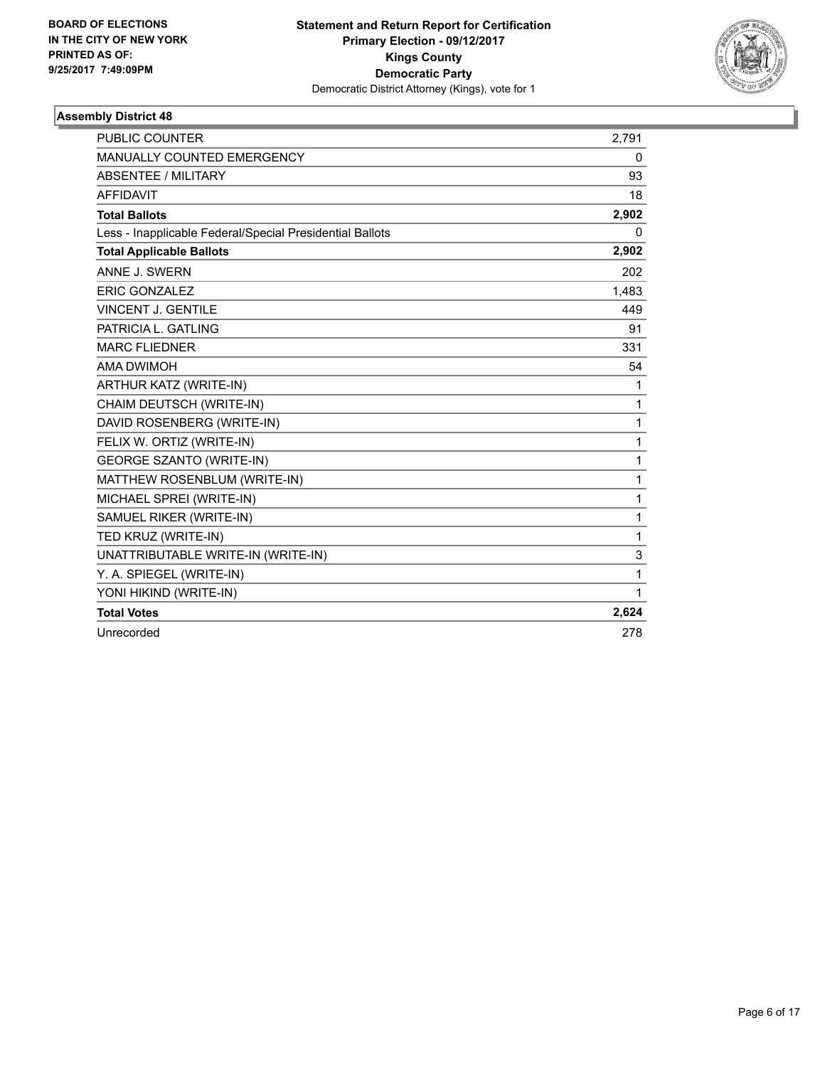BOARD OF ELECTIONS
IN THE CITY OF NEW YORK
PRINTED AS OF:
9/25/2017 7:49:09PM

**Statement and Return Report for Certification**
**Primary Election - 09/12/2017**
**Kings County**
**Democratic Party**
Democratic District Attorney (Kings), vote for 1

### Assembly District 48

| | |
|---|---|
| PUBLIC COUNTER | 2,791 |
| MANUALLY COUNTED EMERGENCY | 0 |
| ABSENTEE / MILITARY | 93 |
| AFFIDAVIT | 18 |
| **Total Ballots** | **2,902** |
| Less - Inapplicable Federal/Special Presidential Ballots | 0 |
| **Total Applicable Ballots** | **2,902** |
| ANNE J. SWERN | 202 |
| ERIC GONZALEZ | 1,483 |
| VINCENT J. GENTILE | 449 |
| PATRICIA L. GATLING | 91 |
| MARC FLIEDNER | 331 |
| AMA DWIMOH | 54 |
| ARTHUR KATZ (WRITE-IN) | 1 |
| CHAIM DEUTSCH (WRITE-IN) | 1 |
| DAVID ROSENBERG (WRITE-IN) | 1 |
| FELIX W. ORTIZ (WRITE-IN) | 1 |
| GEORGE SZANTO (WRITE-IN) | 1 |
| MATTHEW ROSENBLUM (WRITE-IN) | 1 |
| MICHAEL SPREI (WRITE-IN) | 1 |
| SAMUEL RIKER (WRITE-IN) | 1 |
| TED KRUZ (WRITE-IN) | 1 |
| UNATTRIBUTABLE WRITE-IN (WRITE-IN) | 3 |
| Y. A. SPIEGEL (WRITE-IN) | 1 |
| YONI HIKIND (WRITE-IN) | 1 |
| **Total Votes** | **2,624** |
| Unrecorded | 278 |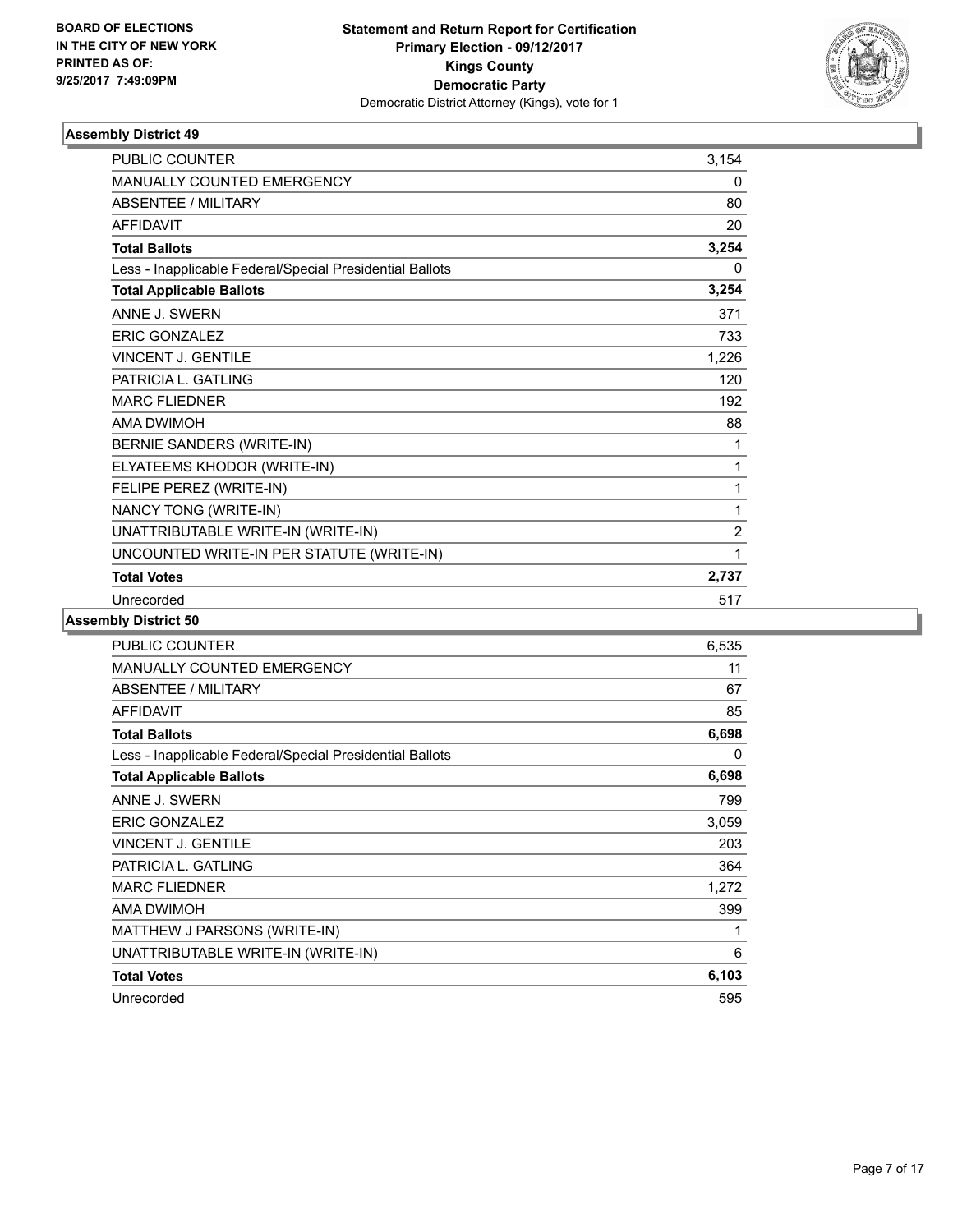**BOARD OF ELECTIONS IN THE CITY OF NEW YORK PRINTED AS OF: 9/25/2017 7:49:09PM**

**Statement and Return Report for Certification**
**Primary Election - 09/12/2017**
**Kings County**
**Democratic Party**
Democratic District Attorney (Kings), vote for 1

### Assembly District 49

| | |
|---|---|
| PUBLIC COUNTER | 3,154 |
| MANUALLY COUNTED EMERGENCY | 0 |
| ABSENTEE / MILITARY | 80 |
| AFFIDAVIT | 20 |
| **Total Ballots** | **3,254** |
| Less - Inapplicable Federal/Special Presidential Ballots | 0 |
| **Total Applicable Ballots** | **3,254** |
| ANNE J. SWERN | 371 |
| ERIC GONZALEZ | 733 |
| VINCENT J. GENTILE | 1,226 |
| PATRICIA L. GATLING | 120 |
| MARC FLIEDNER | 192 |
| AMA DWIMOH | 88 |
| BERNIE SANDERS (WRITE-IN) | 1 |
| ELYATEEMS KHODOR (WRITE-IN) | 1 |
| FELIPE PEREZ (WRITE-IN) | 1 |
| NANCY TONG (WRITE-IN) | 1 |
| UNATTRIBUTABLE WRITE-IN (WRITE-IN) | 2 |
| UNCOUNTED WRITE-IN PER STATUTE (WRITE-IN) | 1 |
| **Total Votes** | **2,737** |
| Unrecorded | 517 |

### Assembly District 50

| | |
|---|---|
| PUBLIC COUNTER | 6,535 |
| MANUALLY COUNTED EMERGENCY | 11 |
| ABSENTEE / MILITARY | 67 |
| AFFIDAVIT | 85 |
| **Total Ballots** | **6,698** |
| Less - Inapplicable Federal/Special Presidential Ballots | 0 |
| **Total Applicable Ballots** | **6,698** |
| ANNE J. SWERN | 799 |
| ERIC GONZALEZ | 3,059 |
| VINCENT J. GENTILE | 203 |
| PATRICIA L. GATLING | 364 |
| MARC FLIEDNER | 1,272 |
| AMA DWIMOH | 399 |
| MATTHEW J PARSONS (WRITE-IN) | 1 |
| UNATTRIBUTABLE WRITE-IN (WRITE-IN) | 6 |
| **Total Votes** | **6,103** |
| Unrecorded | 595 |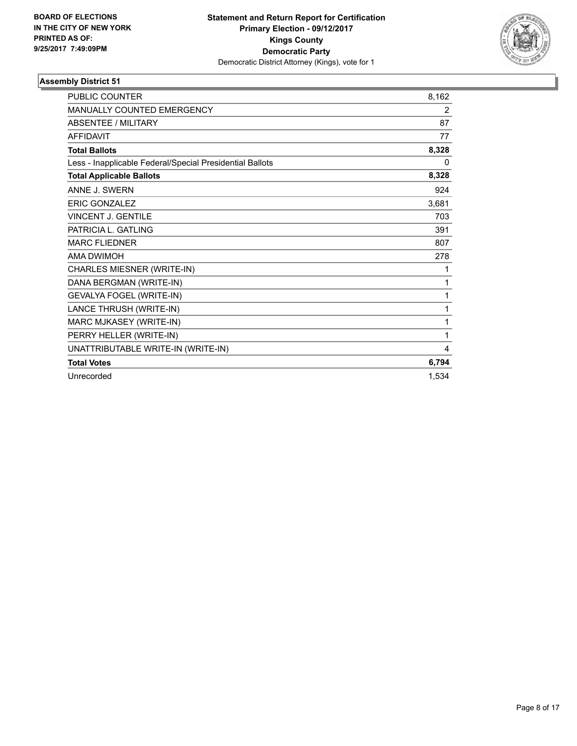**BOARD OF ELECTIONS IN THE CITY OF NEW YORK PRINTED AS OF: 9/25/2017 7:49:09PM**

**Statement and Return Report for Certification**
**Primary Election - 09/12/2017**
**Kings County**
**Democratic Party**
Democratic District Attorney (Kings), vote for 1

### Assembly District 51

| | |
|---|---|
| PUBLIC COUNTER | 8,162 |
| MANUALLY COUNTED EMERGENCY | 2 |
| ABSENTEE / MILITARY | 87 |
| AFFIDAVIT | 77 |
| **Total Ballots** | **8,328** |
| Less - Inapplicable Federal/Special Presidential Ballots | 0 |
| **Total Applicable Ballots** | **8,328** |
| ANNE J. SWERN | 924 |
| ERIC GONZALEZ | 3,681 |
| VINCENT J. GENTILE | 703 |
| PATRICIA L. GATLING | 391 |
| MARC FLIEDNER | 807 |
| AMA DWIMOH | 278 |
| CHARLES MIESNER (WRITE-IN) | 1 |
| DANA BERGMAN (WRITE-IN) | 1 |
| GEVALYA FOGEL (WRITE-IN) | 1 |
| LANCE THRUSH (WRITE-IN) | 1 |
| MARC MJKASEY (WRITE-IN) | 1 |
| PERRY HELLER (WRITE-IN) | 1 |
| UNATTRIBUTABLE WRITE-IN (WRITE-IN) | 4 |
| **Total Votes** | **6,794** |
| Unrecorded | 1,534 |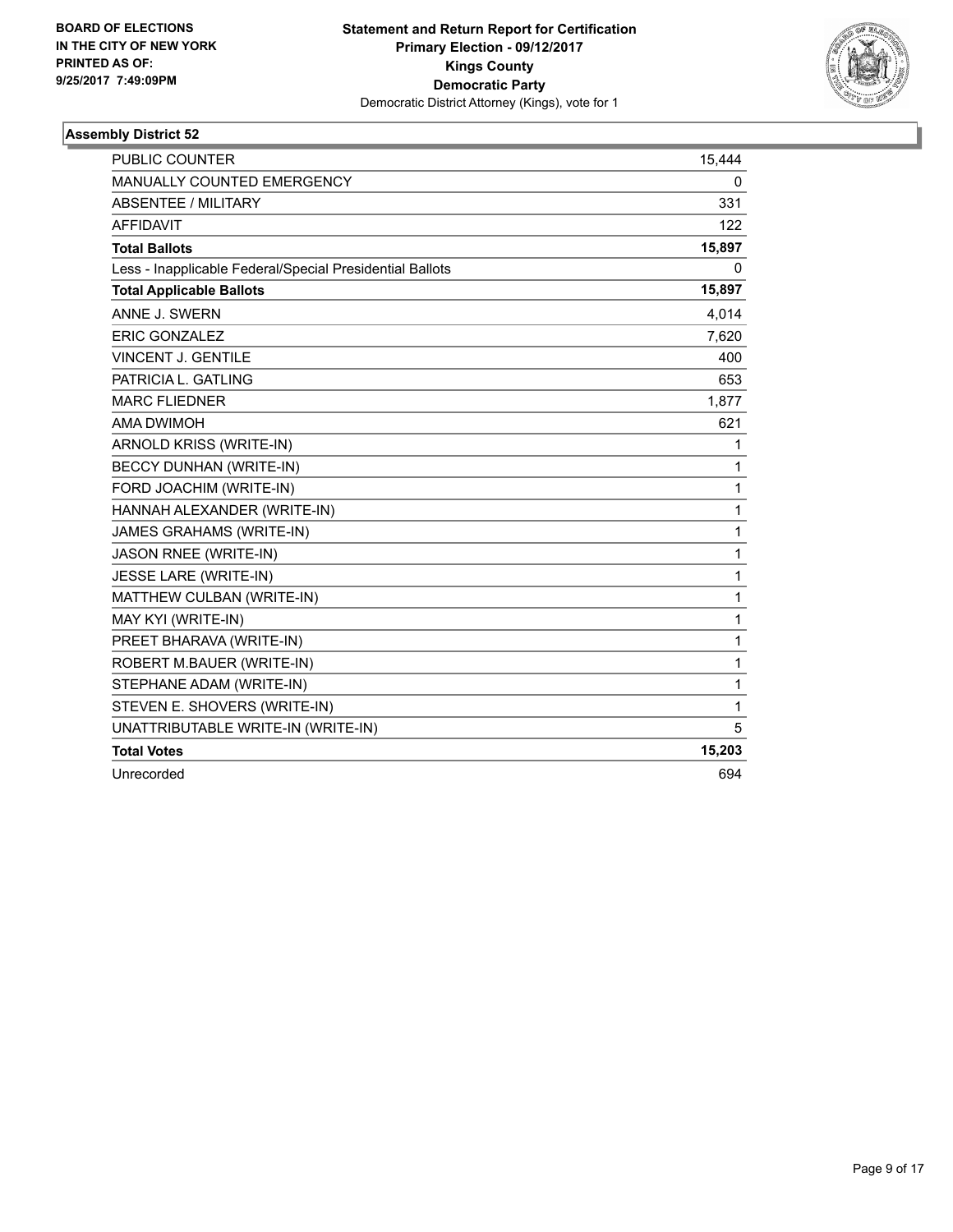**BOARD OF ELECTIONS IN THE CITY OF NEW YORK PRINTED AS OF: 9/25/2017 7:49:09PM**

**Statement and Return Report for Certification**
**Primary Election - 09/12/2017**
**Kings County**
**Democratic Party**
Democratic District Attorney (Kings), vote for 1

### Assembly District 52

| | |
|---|---|
| PUBLIC COUNTER | 15,444 |
| MANUALLY COUNTED EMERGENCY | 0 |
| ABSENTEE / MILITARY | 331 |
| AFFIDAVIT | 122 |
| **Total Ballots** | **15,897** |
| Less - Inapplicable Federal/Special Presidential Ballots | 0 |
| **Total Applicable Ballots** | **15,897** |
| ANNE J. SWERN | 4,014 |
| ERIC GONZALEZ | 7,620 |
| VINCENT J. GENTILE | 400 |
| PATRICIA L. GATLING | 653 |
| MARC FLIEDNER | 1,877 |
| AMA DWIMOH | 621 |
| ARNOLD KRISS (WRITE-IN) | 1 |
| BECCY DUNHAN (WRITE-IN) | 1 |
| FORD JOACHIM (WRITE-IN) | 1 |
| HANNAH ALEXANDER (WRITE-IN) | 1 |
| JAMES GRAHAMS (WRITE-IN) | 1 |
| JASON RNEE (WRITE-IN) | 1 |
| JESSE LARE (WRITE-IN) | 1 |
| MATTHEW CULBAN (WRITE-IN) | 1 |
| MAY KYI (WRITE-IN) | 1 |
| PREET BHARAVA (WRITE-IN) | 1 |
| ROBERT M.BAUER (WRITE-IN) | 1 |
| STEPHANE ADAM (WRITE-IN) | 1 |
| STEVEN E. SHOVERS (WRITE-IN) | 1 |
| UNATTRIBUTABLE WRITE-IN (WRITE-IN) | 5 |
| **Total Votes** | **15,203** |
| Unrecorded | 694 |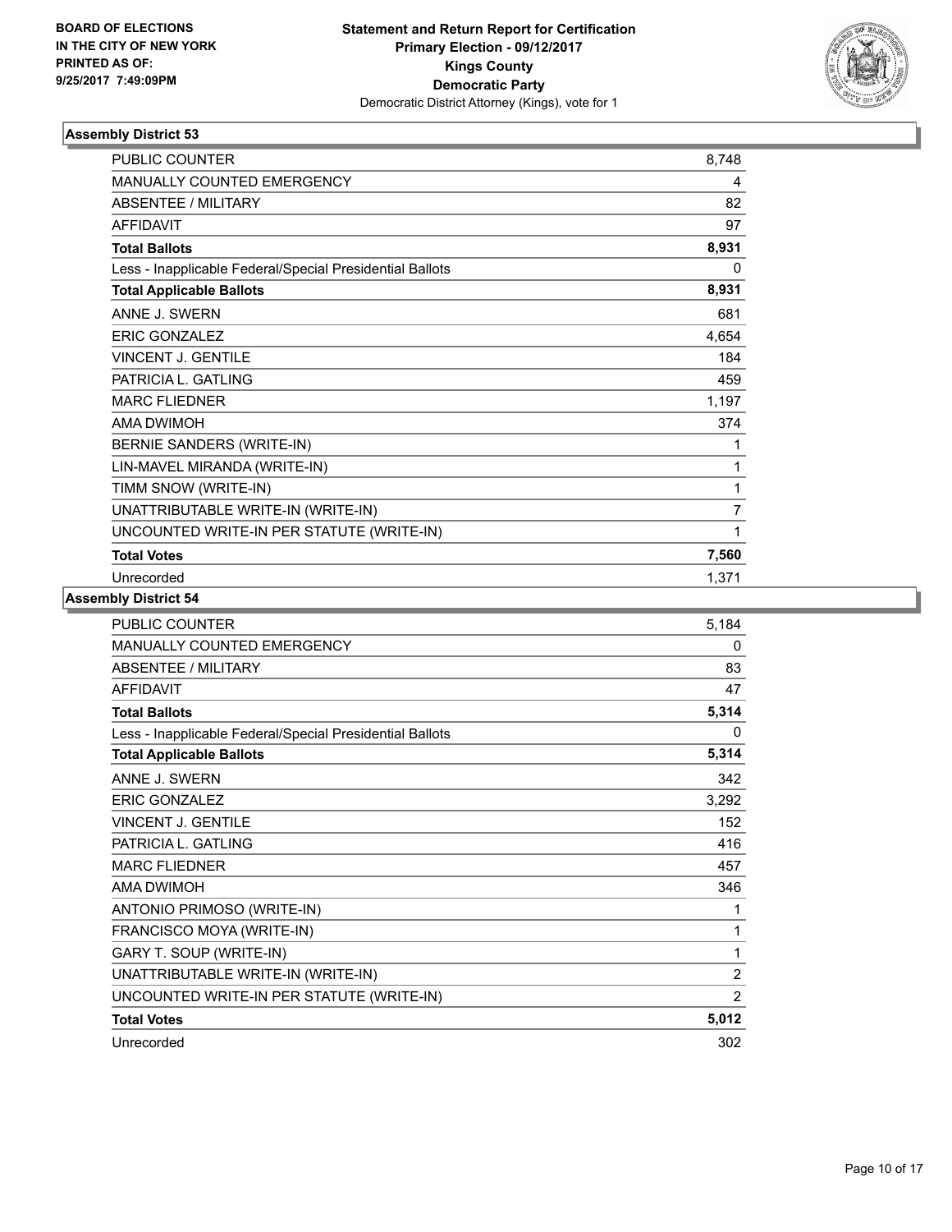**BOARD OF ELECTIONS IN THE CITY OF NEW YORK PRINTED AS OF: 9/25/2017 7:49:09PM**

# Statement and Return Report for Certification
## Primary Election - 09/12/2017
## Kings County
## Democratic Party
Democratic District Attorney (Kings), vote for 1

### Assembly District 53

| | |
|---|---|
| PUBLIC COUNTER | 8,748 |
| MANUALLY COUNTED EMERGENCY | 4 |
| ABSENTEE / MILITARY | 82 |
| AFFIDAVIT | 97 |
| **Total Ballots** | **8,931** |
| Less - Inapplicable Federal/Special Presidential Ballots | 0 |
| **Total Applicable Ballots** | **8,931** |
| ANNE J. SWERN | 681 |
| ERIC GONZALEZ | 4,654 |
| VINCENT J. GENTILE | 184 |
| PATRICIA L. GATLING | 459 |
| MARC FLIEDNER | 1,197 |
| AMA DWIMOH | 374 |
| BERNIE SANDERS (WRITE-IN) | 1 |
| LIN-MAVEL MIRANDA (WRITE-IN) | 1 |
| TIMM SNOW (WRITE-IN) | 1 |
| UNATTRIBUTABLE WRITE-IN (WRITE-IN) | 7 |
| UNCOUNTED WRITE-IN PER STATUTE (WRITE-IN) | 1 |
| **Total Votes** | **7,560** |
| Unrecorded | 1,371 |

### Assembly District 54

| | |
|---|---|
| PUBLIC COUNTER | 5,184 |
| MANUALLY COUNTED EMERGENCY | 0 |
| ABSENTEE / MILITARY | 83 |
| AFFIDAVIT | 47 |
| **Total Ballots** | **5,314** |
| Less - Inapplicable Federal/Special Presidential Ballots | 0 |
| **Total Applicable Ballots** | **5,314** |
| ANNE J. SWERN | 342 |
| ERIC GONZALEZ | 3,292 |
| VINCENT J. GENTILE | 152 |
| PATRICIA L. GATLING | 416 |
| MARC FLIEDNER | 457 |
| AMA DWIMOH | 346 |
| ANTONIO PRIMOSO (WRITE-IN) | 1 |
| FRANCISCO MOYA (WRITE-IN) | 1 |
| GARY T. SOUP (WRITE-IN) | 1 |
| UNATTRIBUTABLE WRITE-IN (WRITE-IN) | 2 |
| UNCOUNTED WRITE-IN PER STATUTE (WRITE-IN) | 2 |
| **Total Votes** | **5,012** |
| Unrecorded | 302 |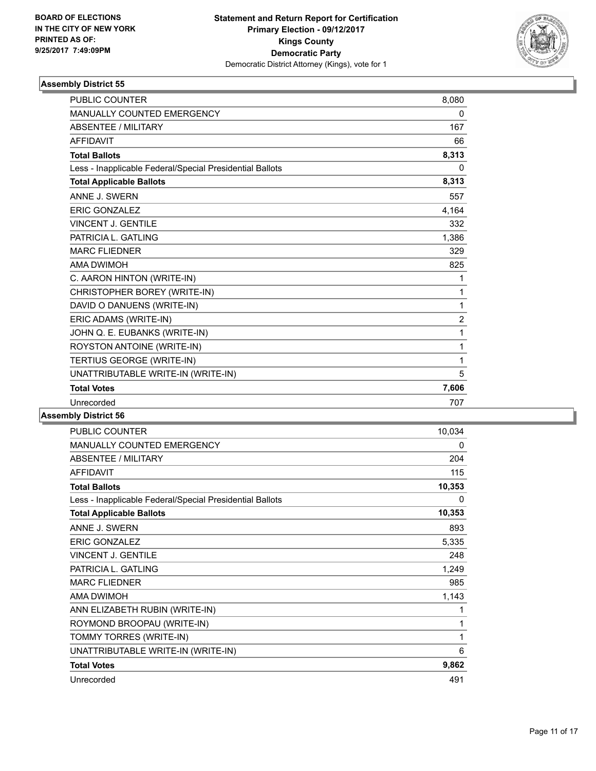**BOARD OF ELECTIONS IN THE CITY OF NEW YORK PRINTED AS OF: 9/25/2017 7:49:09PM**

**Statement and Return Report for Certification Primary Election - 09/12/2017 Kings County Democratic Party**
Democratic District Attorney (Kings), vote for 1

### Assembly District 55

| | |
|---|---|
| PUBLIC COUNTER | 8,080 |
| MANUALLY COUNTED EMERGENCY | 0 |
| ABSENTEE / MILITARY | 167 |
| AFFIDAVIT | 66 |
| **Total Ballots** | **8,313** |
| Less - Inapplicable Federal/Special Presidential Ballots | 0 |
| **Total Applicable Ballots** | **8,313** |
| ANNE J. SWERN | 557 |
| ERIC GONZALEZ | 4,164 |
| VINCENT J. GENTILE | 332 |
| PATRICIA L. GATLING | 1,386 |
| MARC FLIEDNER | 329 |
| AMA DWIMOH | 825 |
| C. AARON HINTON (WRITE-IN) | 1 |
| CHRISTOPHER BOREY (WRITE-IN) | 1 |
| DAVID O DANUENS (WRITE-IN) | 1 |
| ERIC ADAMS (WRITE-IN) | 2 |
| JOHN Q. E. EUBANKS (WRITE-IN) | 1 |
| ROYSTON ANTOINE (WRITE-IN) | 1 |
| TERTIUS GEORGE (WRITE-IN) | 1 |
| UNATTRIBUTABLE WRITE-IN (WRITE-IN) | 5 |
| **Total Votes** | **7,606** |
| Unrecorded | 707 |

### Assembly District 56

| | |
|---|---|
| PUBLIC COUNTER | 10,034 |
| MANUALLY COUNTED EMERGENCY | 0 |
| ABSENTEE / MILITARY | 204 |
| AFFIDAVIT | 115 |
| **Total Ballots** | **10,353** |
| Less - Inapplicable Federal/Special Presidential Ballots | 0 |
| **Total Applicable Ballots** | **10,353** |
| ANNE J. SWERN | 893 |
| ERIC GONZALEZ | 5,335 |
| VINCENT J. GENTILE | 248 |
| PATRICIA L. GATLING | 1,249 |
| MARC FLIEDNER | 985 |
| AMA DWIMOH | 1,143 |
| ANN ELIZABETH RUBIN (WRITE-IN) | 1 |
| ROYMOND BROOPAU (WRITE-IN) | 1 |
| TOMMY TORRES (WRITE-IN) | 1 |
| UNATTRIBUTABLE WRITE-IN (WRITE-IN) | 6 |
| **Total Votes** | **9,862** |
| Unrecorded | 491 |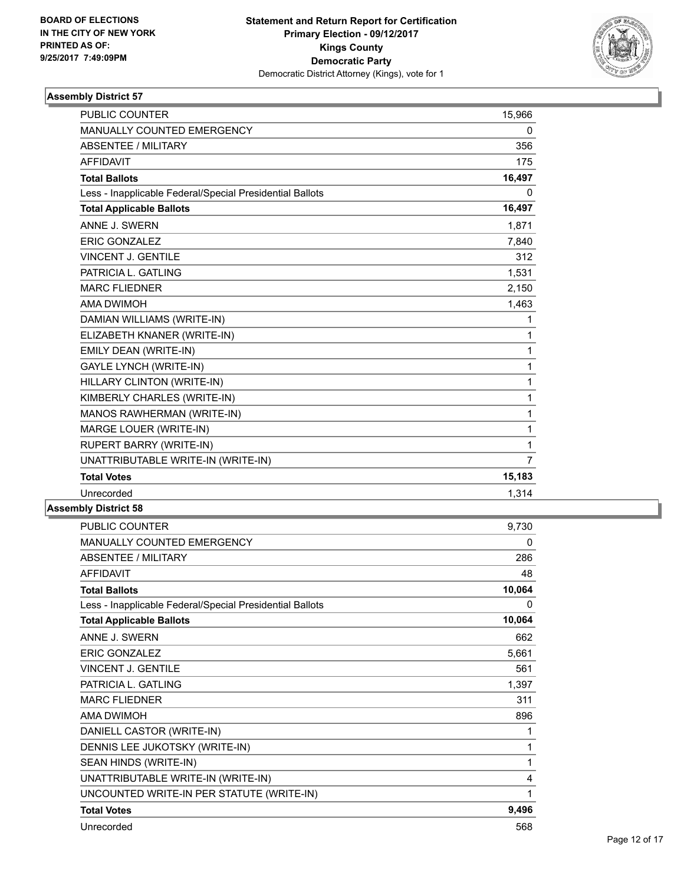BOARD OF ELECTIONS
IN THE CITY OF NEW YORK
PRINTED AS OF:
9/25/2017 7:49:09PM

**Statement and Return Report for Certification**
**Primary Election - 09/12/2017**
**Kings County**
**Democratic Party**
Democratic District Attorney (Kings), vote for 1

### Assembly District 57

| | |
|---|---|
| PUBLIC COUNTER | 15,966 |
| MANUALLY COUNTED EMERGENCY | 0 |
| ABSENTEE / MILITARY | 356 |
| AFFIDAVIT | 175 |
| **Total Ballots** | **16,497** |
| Less - Inapplicable Federal/Special Presidential Ballots | 0 |
| **Total Applicable Ballots** | **16,497** |
| ANNE J. SWERN | 1,871 |
| ERIC GONZALEZ | 7,840 |
| VINCENT J. GENTILE | 312 |
| PATRICIA L. GATLING | 1,531 |
| MARC FLIEDNER | 2,150 |
| AMA DWIMOH | 1,463 |
| DAMIAN WILLIAMS (WRITE-IN) | 1 |
| ELIZABETH KNANER (WRITE-IN) | 1 |
| EMILY DEAN (WRITE-IN) | 1 |
| GAYLE LYNCH (WRITE-IN) | 1 |
| HILLARY CLINTON (WRITE-IN) | 1 |
| KIMBERLY CHARLES (WRITE-IN) | 1 |
| MANOS RAWHERMAN (WRITE-IN) | 1 |
| MARGE LOUER (WRITE-IN) | 1 |
| RUPERT BARRY (WRITE-IN) | 1 |
| UNATTRIBUTABLE WRITE-IN (WRITE-IN) | 7 |
| **Total Votes** | **15,183** |
| Unrecorded | 1,314 |

### Assembly District 58

| | |
|---|---|
| PUBLIC COUNTER | 9,730 |
| MANUALLY COUNTED EMERGENCY | 0 |
| ABSENTEE / MILITARY | 286 |
| AFFIDAVIT | 48 |
| **Total Ballots** | **10,064** |
| Less - Inapplicable Federal/Special Presidential Ballots | 0 |
| **Total Applicable Ballots** | **10,064** |
| ANNE J. SWERN | 662 |
| ERIC GONZALEZ | 5,661 |
| VINCENT J. GENTILE | 561 |
| PATRICIA L. GATLING | 1,397 |
| MARC FLIEDNER | 311 |
| AMA DWIMOH | 896 |
| DANIELL CASTOR (WRITE-IN) | 1 |
| DENNIS LEE JUKOTSKY (WRITE-IN) | 1 |
| SEAN HINDS (WRITE-IN) | 1 |
| UNATTRIBUTABLE WRITE-IN (WRITE-IN) | 4 |
| UNCOUNTED WRITE-IN PER STATUTE (WRITE-IN) | 1 |
| **Total Votes** | **9,496** |
| Unrecorded | 568 |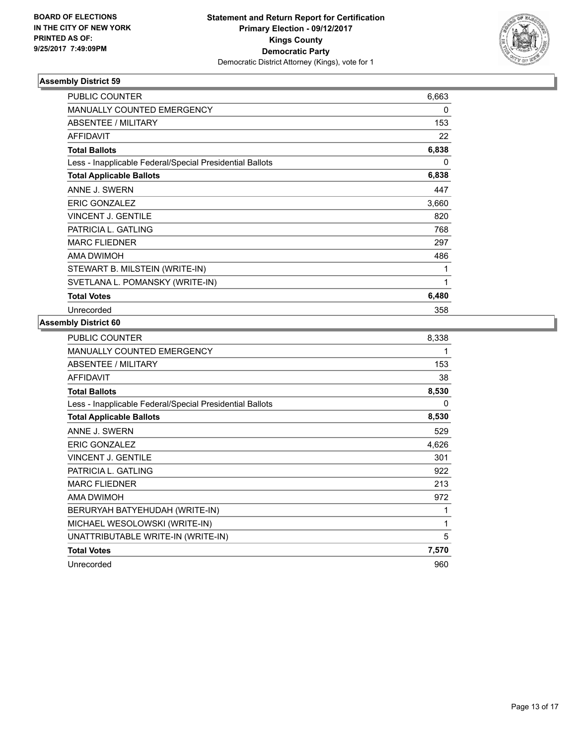BOARD OF ELECTIONS
IN THE CITY OF NEW YORK
PRINTED AS OF:
9/25/2017 7:49:09PM

**Statement and Return Report for Certification**
**Primary Election - 09/12/2017**
**Kings County**
**Democratic Party**
Democratic District Attorney (Kings), vote for 1

### Assembly District 59

| | |
|---|---|
| PUBLIC COUNTER | 6,663 |
| MANUALLY COUNTED EMERGENCY | 0 |
| ABSENTEE / MILITARY | 153 |
| AFFIDAVIT | 22 |
| **Total Ballots** | **6,838** |
| Less - Inapplicable Federal/Special Presidential Ballots | 0 |
| **Total Applicable Ballots** | **6,838** |
| ANNE J. SWERN | 447 |
| ERIC GONZALEZ | 3,660 |
| VINCENT J. GENTILE | 820 |
| PATRICIA L. GATLING | 768 |
| MARC FLIEDNER | 297 |
| AMA DWIMOH | 486 |
| STEWART B. MILSTEIN (WRITE-IN) | 1 |
| SVETLANA L. POMANSKY (WRITE-IN) | 1 |
| **Total Votes** | **6,480** |
| Unrecorded | 358 |

### Assembly District 60

| | |
|---|---|
| PUBLIC COUNTER | 8,338 |
| MANUALLY COUNTED EMERGENCY | 1 |
| ABSENTEE / MILITARY | 153 |
| AFFIDAVIT | 38 |
| **Total Ballots** | **8,530** |
| Less - Inapplicable Federal/Special Presidential Ballots | 0 |
| **Total Applicable Ballots** | **8,530** |
| ANNE J. SWERN | 529 |
| ERIC GONZALEZ | 4,626 |
| VINCENT J. GENTILE | 301 |
| PATRICIA L. GATLING | 922 |
| MARC FLIEDNER | 213 |
| AMA DWIMOH | 972 |
| BERURYAH BATYEHUDAH (WRITE-IN) | 1 |
| MICHAEL WESOLOWSKI (WRITE-IN) | 1 |
| UNATTRIBUTABLE WRITE-IN (WRITE-IN) | 5 |
| **Total Votes** | **7,570** |
| Unrecorded | 960 |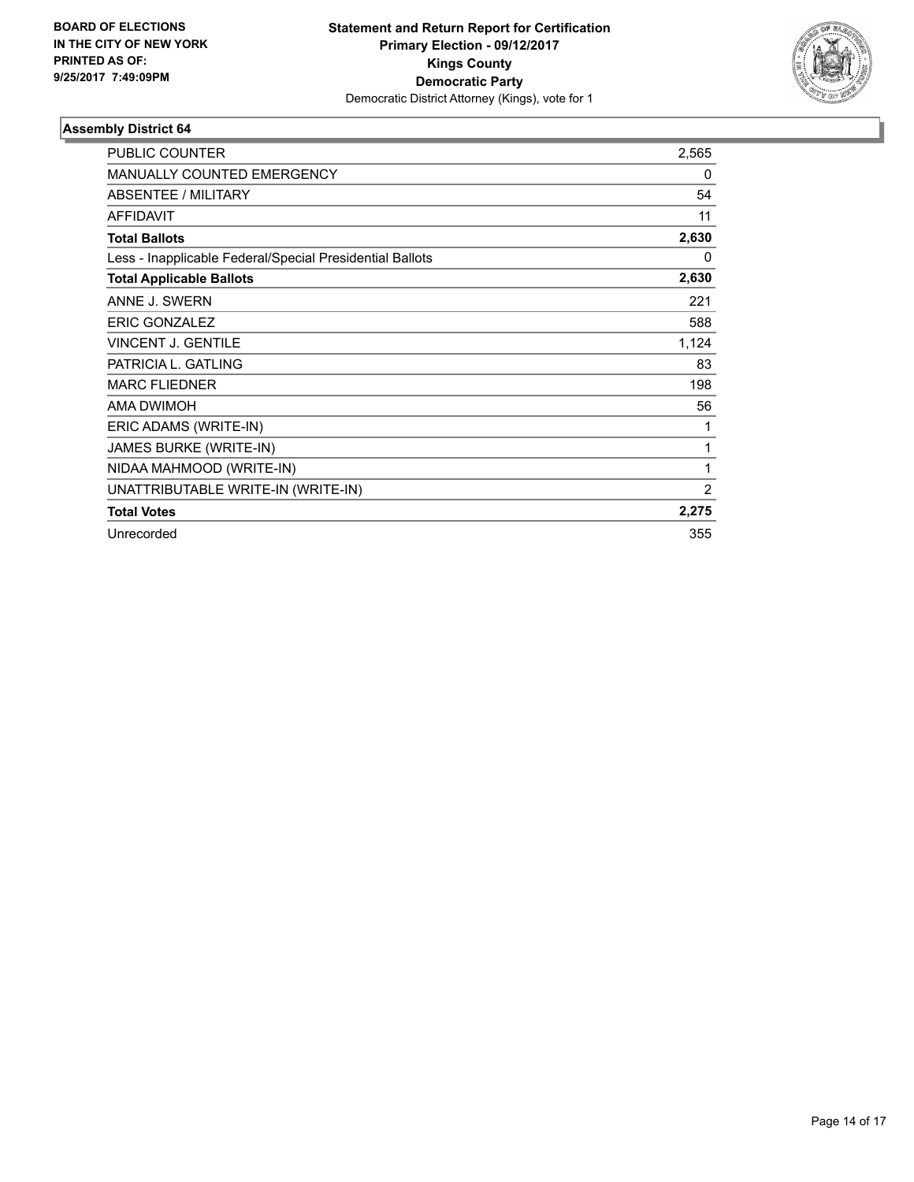**BOARD OF ELECTIONS IN THE CITY OF NEW YORK PRINTED AS OF: 9/25/2017 7:49:09PM**

**Statement and Return Report for Certification Primary Election - 09/12/2017 Kings County Democratic Party**
Democratic District Attorney (Kings), vote for 1

### Assembly District 64

| | |
|---|---|
| PUBLIC COUNTER | 2,565 |
| MANUALLY COUNTED EMERGENCY | 0 |
| ABSENTEE / MILITARY | 54 |
| AFFIDAVIT | 11 |
| **Total Ballots** | **2,630** |
| Less - Inapplicable Federal/Special Presidential Ballots | 0 |
| **Total Applicable Ballots** | **2,630** |
| ANNE J. SWERN | 221 |
| ERIC GONZALEZ | 588 |
| VINCENT J. GENTILE | 1,124 |
| PATRICIA L. GATLING | 83 |
| MARC FLIEDNER | 198 |
| AMA DWIMOH | 56 |
| ERIC ADAMS (WRITE-IN) | 1 |
| JAMES BURKE (WRITE-IN) | 1 |
| NIDAA MAHMOOD (WRITE-IN) | 1 |
| UNATTRIBUTABLE WRITE-IN (WRITE-IN) | 2 |
| **Total Votes** | **2,275** |
| Unrecorded | 355 |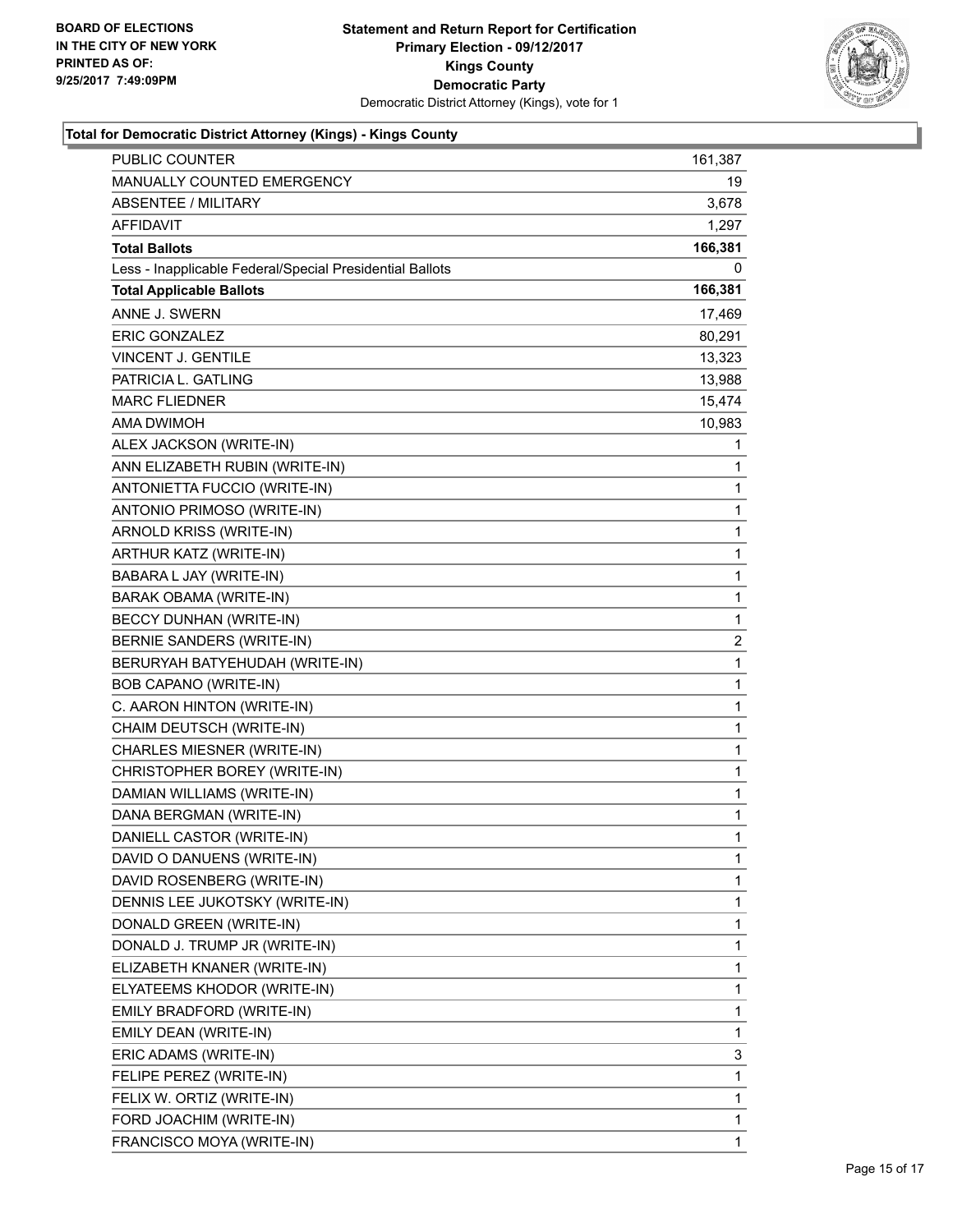**Statement and Return Report for Certification**
**Primary Election - 09/12/2017**
**Kings County**
**Democratic Party**
Democratic District Attorney (Kings), vote for 1

BOARD OF ELECTIONS
IN THE CITY OF NEW YORK
PRINTED AS OF:
9/25/2017 7:49:09PM

### Total for Democratic District Attorney (Kings) - Kings County

| | |
|---|---|
| PUBLIC COUNTER | 161,387 |
| MANUALLY COUNTED EMERGENCY | 19 |
| ABSENTEE / MILITARY | 3,678 |
| AFFIDAVIT | 1,297 |
| **Total Ballots** | **166,381** |
| Less - Inapplicable Federal/Special Presidential Ballots | 0 |
| **Total Applicable Ballots** | **166,381** |
| ANNE J. SWERN | 17,469 |
| ERIC GONZALEZ | 80,291 |
| VINCENT J. GENTILE | 13,323 |
| PATRICIA L. GATLING | 13,988 |
| MARC FLIEDNER | 15,474 |
| AMA DWIMOH | 10,983 |
| ALEX JACKSON (WRITE-IN) | 1 |
| ANN ELIZABETH RUBIN (WRITE-IN) | 1 |
| ANTONIETTA FUCCIO (WRITE-IN) | 1 |
| ANTONIO PRIMOSO (WRITE-IN) | 1 |
| ARNOLD KRISS (WRITE-IN) | 1 |
| ARTHUR KATZ (WRITE-IN) | 1 |
| BABARA L JAY (WRITE-IN) | 1 |
| BARAK OBAMA (WRITE-IN) | 1 |
| BECCY DUNHAN (WRITE-IN) | 1 |
| BERNIE SANDERS (WRITE-IN) | 2 |
| BERURYAH BATYEHUDAH (WRITE-IN) | 1 |
| BOB CAPANO (WRITE-IN) | 1 |
| C. AARON HINTON (WRITE-IN) | 1 |
| CHAIM DEUTSCH (WRITE-IN) | 1 |
| CHARLES MIESNER (WRITE-IN) | 1 |
| CHRISTOPHER BOREY (WRITE-IN) | 1 |
| DAMIAN WILLIAMS (WRITE-IN) | 1 |
| DANA BERGMAN (WRITE-IN) | 1 |
| DANIELL CASTOR (WRITE-IN) | 1 |
| DAVID O DANUENS (WRITE-IN) | 1 |
| DAVID ROSENBERG (WRITE-IN) | 1 |
| DENNIS LEE JUKOTSKY (WRITE-IN) | 1 |
| DONALD GREEN (WRITE-IN) | 1 |
| DONALD J. TRUMP JR (WRITE-IN) | 1 |
| ELIZABETH KNANER (WRITE-IN) | 1 |
| ELYATEEMS KHODOR (WRITE-IN) | 1 |
| EMILY BRADFORD (WRITE-IN) | 1 |
| EMILY DEAN (WRITE-IN) | 1 |
| ERIC ADAMS (WRITE-IN) | 3 |
| FELIPE PEREZ (WRITE-IN) | 1 |
| FELIX W. ORTIZ (WRITE-IN) | 1 |
| FORD JOACHIM (WRITE-IN) | 1 |
| FRANCISCO MOYA (WRITE-IN) | 1 |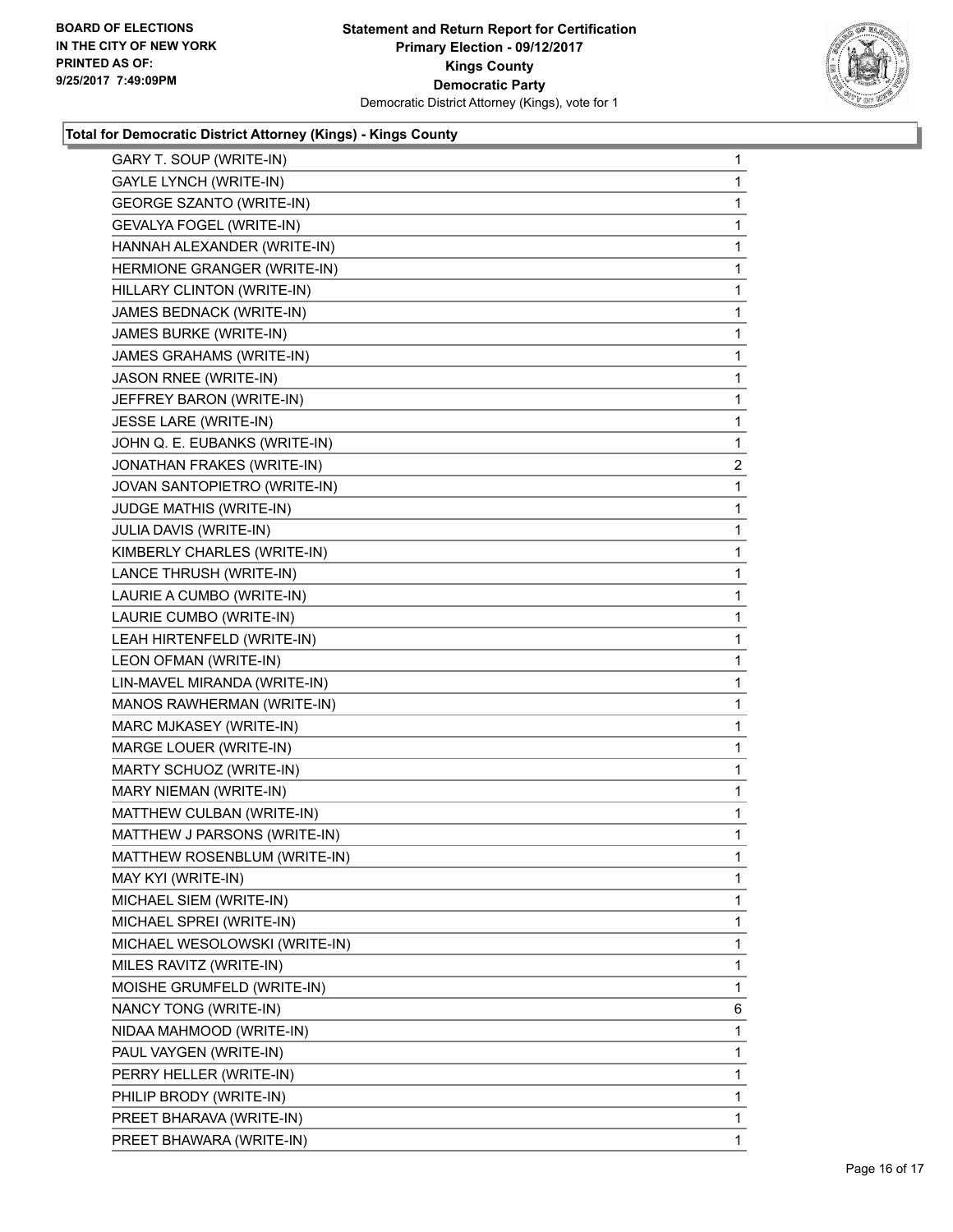**Statement and Return Report for Certification**
**Primary Election - 09/12/2017**
**Kings County**
**Democratic Party**
Democratic District Attorney (Kings), vote for 1

BOARD OF ELECTIONS
IN THE CITY OF NEW YORK
PRINTED AS OF:
9/25/2017 7:49:09PM

### Total for Democratic District Attorney (Kings) - Kings County

| | |
|---|---|
| GARY T. SOUP (WRITE-IN) | 1 |
| GAYLE LYNCH (WRITE-IN) | 1 |
| GEORGE SZANTO (WRITE-IN) | 1 |
| GEVALYA FOGEL (WRITE-IN) | 1 |
| HANNAH ALEXANDER (WRITE-IN) | 1 |
| HERMIONE GRANGER (WRITE-IN) | 1 |
| HILLARY CLINTON (WRITE-IN) | 1 |
| JAMES BEDNACK (WRITE-IN) | 1 |
| JAMES BURKE (WRITE-IN) | 1 |
| JAMES GRAHAMS (WRITE-IN) | 1 |
| JASON RNEE (WRITE-IN) | 1 |
| JEFFREY BARON (WRITE-IN) | 1 |
| JESSE LARE (WRITE-IN) | 1 |
| JOHN Q. E. EUBANKS (WRITE-IN) | 1 |
| JONATHAN FRAKES (WRITE-IN) | 2 |
| JOVAN SANTOPIETRO (WRITE-IN) | 1 |
| JUDGE MATHIS (WRITE-IN) | 1 |
| JULIA DAVIS (WRITE-IN) | 1 |
| KIMBERLY CHARLES (WRITE-IN) | 1 |
| LANCE THRUSH (WRITE-IN) | 1 |
| LAURIE A CUMBO (WRITE-IN) | 1 |
| LAURIE CUMBO (WRITE-IN) | 1 |
| LEAH HIRTENFELD (WRITE-IN) | 1 |
| LEON OFMAN (WRITE-IN) | 1 |
| LIN-MAVEL MIRANDA (WRITE-IN) | 1 |
| MANOS RAWHERMAN (WRITE-IN) | 1 |
| MARC MJKASEY (WRITE-IN) | 1 |
| MARGE LOUER (WRITE-IN) | 1 |
| MARTY SCHUOZ (WRITE-IN) | 1 |
| MARY NIEMAN (WRITE-IN) | 1 |
| MATTHEW CULBAN (WRITE-IN) | 1 |
| MATTHEW J PARSONS (WRITE-IN) | 1 |
| MATTHEW ROSENBLUM (WRITE-IN) | 1 |
| MAY KYI (WRITE-IN) | 1 |
| MICHAEL SIEM (WRITE-IN) | 1 |
| MICHAEL SPREI (WRITE-IN) | 1 |
| MICHAEL WESOLOWSKI (WRITE-IN) | 1 |
| MILES RAVITZ (WRITE-IN) | 1 |
| MOISHE GRUMFELD (WRITE-IN) | 1 |
| NANCY TONG (WRITE-IN) | 6 |
| NIDAA MAHMOOD (WRITE-IN) | 1 |
| PAUL VAYGEN (WRITE-IN) | 1 |
| PERRY HELLER (WRITE-IN) | 1 |
| PHILIP BRODY (WRITE-IN) | 1 |
| PREET BHARAVA (WRITE-IN) | 1 |
| PREET BHAWARA (WRITE-IN) | 1 |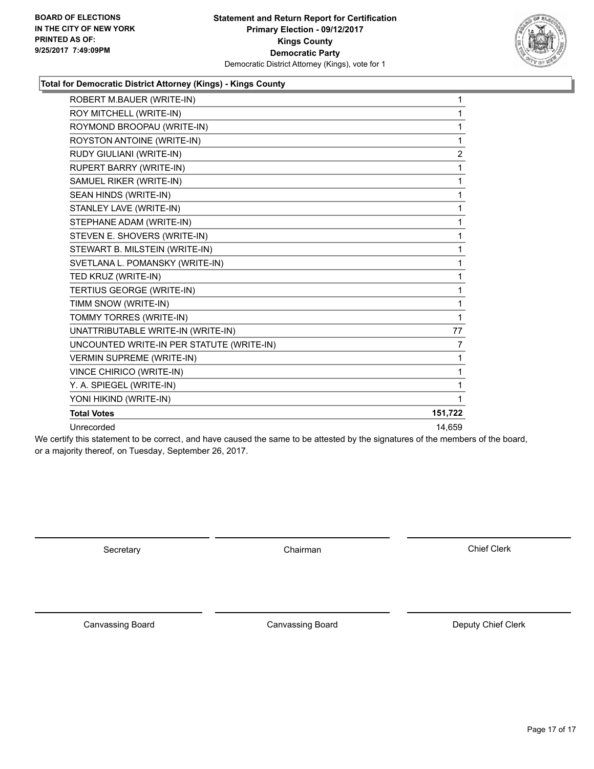**BOARD OF ELECTIONS**
**IN THE CITY OF NEW YORK**
**PRINTED AS OF:**
**9/25/2017 7:49:09PM**

**Statement and Return Report for Certification**
**Primary Election - 09/12/2017**
**Kings County**
**Democratic Party**
Democratic District Attorney (Kings), vote for 1

**Total for Democratic District Attorney (Kings) - Kings County**

| | |
|---|---|
| ROBERT M.BAUER (WRITE-IN) | 1 |
| ROY MITCHELL (WRITE-IN) | 1 |
| ROYMOND BROOPAU (WRITE-IN) | 1 |
| ROYSTON ANTOINE (WRITE-IN) | 1 |
| RUDY GIULIANI (WRITE-IN) | 2 |
| RUPERT BARRY (WRITE-IN) | 1 |
| SAMUEL RIKER (WRITE-IN) | 1 |
| SEAN HINDS (WRITE-IN) | 1 |
| STANLEY LAVE (WRITE-IN) | 1 |
| STEPHANE ADAM (WRITE-IN) | 1 |
| STEVEN E. SHOVERS (WRITE-IN) | 1 |
| STEWART B. MILSTEIN (WRITE-IN) | 1 |
| SVETLANA L. POMANSKY (WRITE-IN) | 1 |
| TED KRUZ (WRITE-IN) | 1 |
| TERTIUS GEORGE (WRITE-IN) | 1 |
| TIMM SNOW (WRITE-IN) | 1 |
| TOMMY TORRES (WRITE-IN) | 1 |
| UNATTRIBUTABLE WRITE-IN (WRITE-IN) | 77 |
| UNCOUNTED WRITE-IN PER STATUTE (WRITE-IN) | 7 |
| VERMIN SUPREME (WRITE-IN) | 1 |
| VINCE CHIRICO (WRITE-IN) | 1 |
| Y. A. SPIEGEL (WRITE-IN) | 1 |
| YONI HIKIND (WRITE-IN) | 1 |
| **Total Votes** | **151,722** |
| Unrecorded | 14,659 |

We certify this statement to be correct, and have caused the same to be attested by the signatures of the members of the board, or a majority thereof, on Tuesday, September 26, 2017.

Secretary

Chairman

Chief Clerk

Canvassing Board

Canvassing Board

Deputy Chief Clerk